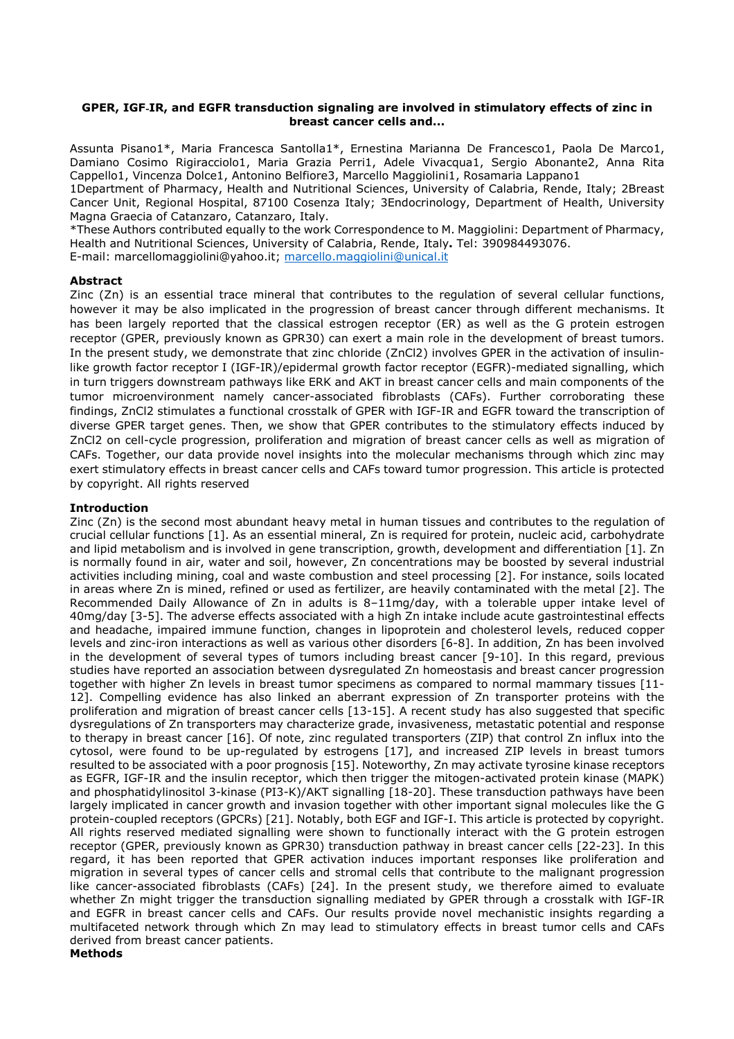# GPER, IGF-IR, and EGFR transduction signaling are involved in stimulatory effects of zinc in breast cancer cells and...

Assunta Pisano1*, Maria Francesca Santolla1*, Ernestina Marianna De Francesco1, Paola De Marco1, Damiano Cosimo Rigiracciolo1, Maria Grazia Perri1, Adele Vivacqua1, Sergio Abonante2, Anna Rita Cappello1, Vincenza Dolce1, Antonino Belfiore3, Marcello Maggiolini1, Rosamaria Lappano1

1Department of Pharmacy, Health and Nutritional Sciences, University of Calabria, Rende, Italy; 2Breast Cancer Unit, Regional Hospital, 87100 Cosenza Italy; 3Endocrinology, Department of Health, University Magna Graecia of Catanzaro, Catanzaro, Italy.

*These Authors contributed equally to the work Correspondence to M. Maggiolini: Department of Pharmacy, Health and Nutritional Sciences, University of Calabria, Rende, Italy**.** Tel: 390984493076.
E-mail: marcellomaggiolini@yahoo.it; marcello.maggiolini@unical.it

**Abstract**

Zinc (Zn) is an essential trace mineral that contributes to the regulation of several cellular functions, however it may be also implicated in the progression of breast cancer through different mechanisms. It has been largely reported that the classical estrogen receptor (ER) as well as the G protein estrogen receptor (GPER, previously known as GPR30) can exert a main role in the development of breast tumors. In the present study, we demonstrate that zinc chloride ($ZnCl_2$) involves GPER in the activation of insulin-like growth factor receptor I (IGF-IR)/epidermal growth factor receptor (EGFR)-mediated signalling, which in turn triggers downstream pathways like ERK and AKT in breast cancer cells and main components of the tumor microenvironment namely cancer-associated fibroblasts (CAFs). Further corroborating these findings, $ZnCl_2$ stimulates a functional crosstalk of GPER with IGF-IR and EGFR toward the transcription of diverse GPER target genes. Then, we show that GPER contributes to the stimulatory effects induced by $ZnCl_2$ on cell-cycle progression, proliferation and migration of breast cancer cells as well as migration of CAFs. Together, our data provide novel insights into the molecular mechanisms through which zinc may exert stimulatory effects in breast cancer cells and CAFs toward tumor progression. This article is protected by copyright. All rights reserved

**Introduction**

Zinc (Zn) is the second most abundant heavy metal in human tissues and contributes to the regulation of crucial cellular functions [1]. As an essential mineral, Zn is required for protein, nucleic acid, carbohydrate and lipid metabolism and is involved in gene transcription, growth, development and differentiation [1]. Zn is normally found in air, water and soil, however, Zn concentrations may be boosted by several industrial activities including mining, coal and waste combustion and steel processing [2]. For instance, soils located in areas where Zn is mined, refined or used as fertilizer, are heavily contaminated with the metal [2]. The Recommended Daily Allowance of Zn in adults is 8–11mg/day, with a tolerable upper intake level of 40mg/day [3-5]. The adverse effects associated with a high Zn intake include acute gastrointestinal effects and headache, impaired immune function, changes in lipoprotein and cholesterol levels, reduced copper levels and zinc-iron interactions as well as various other disorders [6-8]. In addition, Zn has been involved in the development of several types of tumors including breast cancer [9-10]. In this regard, previous studies have reported an association between dysregulated Zn homeostasis and breast cancer progression together with higher Zn levels in breast tumor specimens as compared to normal mammary tissues [11-12]. Compelling evidence has also linked an aberrant expression of Zn transporter proteins with the proliferation and migration of breast cancer cells [13-15]. A recent study has also suggested that specific dysregulations of Zn transporters may characterize grade, invasiveness, metastatic potential and response to therapy in breast cancer [16]. Of note, zinc regulated transporters (ZIP) that control Zn influx into the cytosol, were found to be up-regulated by estrogens [17], and increased ZIP levels in breast tumors resulted to be associated with a poor prognosis [15]. Noteworthy, Zn may activate tyrosine kinase receptors as EGFR, IGF-IR and the insulin receptor, which then trigger the mitogen-activated protein kinase (MAPK) and phosphatidylinositol 3-kinase (PI3-K)/AKT signalling [18-20]. These transduction pathways have been largely implicated in cancer growth and invasion together with other important signal molecules like the G protein-coupled receptors (GPCRs) [21]. Notably, both EGF and IGF-I. This article is protected by copyright. All rights reserved mediated signalling were shown to functionally interact with the G protein estrogen receptor (GPER, previously known as GPR30) transduction pathway in breast cancer cells [22-23]. In this regard, it has been reported that GPER activation induces important responses like proliferation and migration in several types of cancer cells and stromal cells that contribute to the malignant progression like cancer-associated fibroblasts (CAFs) [24]. In the present study, we therefore aimed to evaluate whether Zn might trigger the transduction signalling mediated by GPER through a crosstalk with IGF-IR and EGFR in breast cancer cells and CAFs. Our results provide novel mechanistic insights regarding a multifaceted network through which Zn may lead to stimulatory effects in breast tumor cells and CAFs derived from breast cancer patients.

**Methods**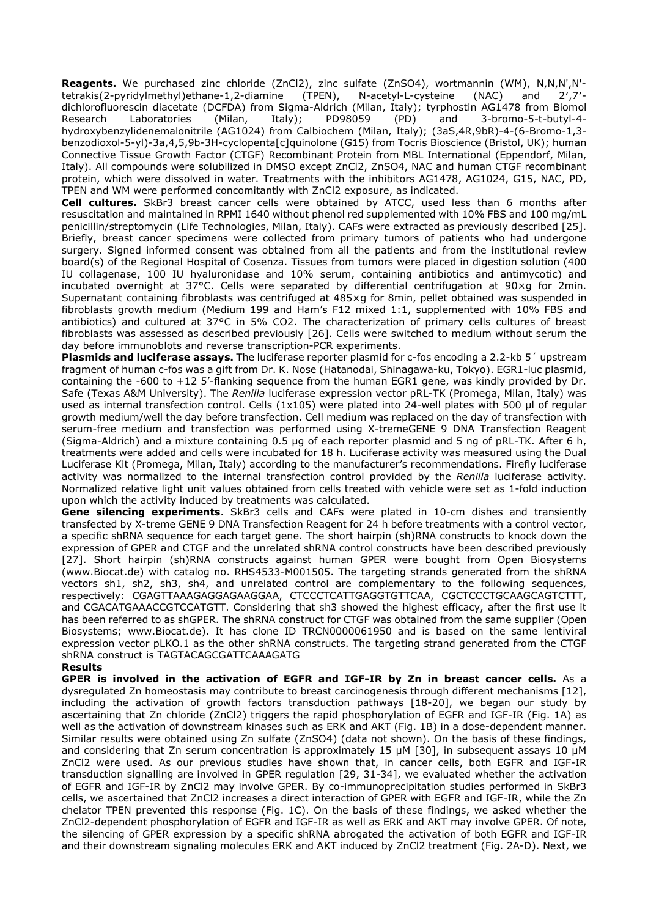**Reagents.** We purchased zinc chloride ($ZnCl_2$), zinc sulfate ($ZnSO_4$), wortmannin (WM), N,N,N',N'-tetrakis(2-pyridylmethyl)ethane-1,2-diamine (TPEN), N-acetyl-L-cysteine (NAC) and 2′,7′-dichlorofluorescin diacetate (DCFDA) from Sigma-Aldrich (Milan, Italy); tyrphostin AG1478 from Biomol Research Laboratories (Milan, Italy); PD98059 (PD) and 3-bromo-5-t-butyl-4-hydroxybenzylidenemalonitrile (AG1024) from Calbiochem (Milan, Italy); (3aS,4R,9bR)-4-(6-Bromo-1,3-benzodioxol-5-yl)-3a,4,5,9b-3H-cyclopenta[c]quinolone (G15) from Tocris Bioscience (Bristol, UK); human Connective Tissue Growth Factor (CTGF) Recombinant Protein from MBL International (Eppendorf, Milan, Italy). All compounds were solubilized in DMSO except $ZnCl_2$, $ZnSO_4$, NAC and human CTGF recombinant protein, which were dissolved in water. Treatments with the inhibitors AG1478, AG1024, G15, NAC, PD, TPEN and WM were performed concomitantly with $ZnCl_2$ exposure, as indicated.

**Cell cultures.** SkBr3 breast cancer cells were obtained by ATCC, used less than 6 months after resuscitation and maintained in RPMI 1640 without phenol red supplemented with 10% FBS and 100 mg/mL penicillin/streptomycin (Life Technologies, Milan, Italy). CAFs were extracted as previously described [25]. Briefly, breast cancer specimens were collected from primary tumors of patients who had undergone surgery. Signed informed consent was obtained from all the patients and from the institutional review board(s) of the Regional Hospital of Cosenza. Tissues from tumors were placed in digestion solution (400 IU collagenase, 100 IU hyaluronidase and 10% serum, containing antibiotics and antimycotic) and incubated overnight at 37°C. Cells were separated by differential centrifugation at 90×g for 2min. Supernatant containing fibroblasts was centrifuged at 485×g for 8min, pellet obtained was suspended in fibroblasts growth medium (Medium 199 and Ham's F12 mixed 1:1, supplemented with 10% FBS and antibiotics) and cultured at 37°C in 5% $CO_2$. The characterization of primary cells cultures of breast fibroblasts was assessed as described previously [26]. Cells were switched to medium without serum the day before immunoblots and reverse transcription-PCR experiments.

**Plasmids and luciferase assays.** The luciferase reporter plasmid for c-fos encoding a 2.2-kb 5´ upstream fragment of human c-fos was a gift from Dr. K. Nose (Hatanodai, Shinagawa-ku, Tokyo). EGR1-luc plasmid, containing the -600 to +12 5′-flanking sequence from the human EGR1 gene, was kindly provided by Dr. Safe (Texas A&M University). The *Renilla* luciferase expression vector pRL-TK (Promega, Milan, Italy) was used as internal transfection control. Cells ($1x10^5$) were plated into 24-well plates with 500 µl of regular growth medium/well the day before transfection. Cell medium was replaced on the day of transfection with serum-free medium and transfection was performed using X-tremeGENE 9 DNA Transfection Reagent (Sigma-Aldrich) and a mixture containing 0.5 µg of each reporter plasmid and 5 ng of pRL-TK. After 6 h, treatments were added and cells were incubated for 18 h. Luciferase activity was measured using the Dual Luciferase Kit (Promega, Milan, Italy) according to the manufacturer's recommendations. Firefly luciferase activity was normalized to the internal transfection control provided by the *Renilla* luciferase activity. Normalized relative light unit values obtained from cells treated with vehicle were set as 1-fold induction upon which the activity induced by treatments was calculated.

**Gene silencing experiments**. SkBr3 cells and CAFs were plated in 10-cm dishes and transiently transfected by X-treme GENE 9 DNA Transfection Reagent for 24 h before treatments with a control vector, a specific shRNA sequence for each target gene. The short hairpin (sh)RNA constructs to knock down the expression of GPER and CTGF and the unrelated shRNA control constructs have been described previously [27]. Short hairpin (sh)RNA constructs against human GPER were bought from Open Biosystems (www.Biocat.de) with catalog no. RHS4533-M001505. The targeting strands generated from the shRNA vectors sh1, sh2, sh3, sh4, and unrelated control are complementary to the following sequences, respectively: CGAGTTAAAGAGGAGAAGGAA, CTCCCTCATTGAGGTGTTCAA, CGCTCCCTGCAAGCAGTCTTT, and CGACATGAAACCGTCCATGTT. Considering that sh3 showed the highest efficacy, after the first use it has been referred to as shGPER. The shRNA construct for CTGF was obtained from the same supplier (Open Biosystems; www.Biocat.de). It has clone ID TRCN0000061950 and is based on the same lentiviral expression vector pLKO.1 as the other shRNA constructs. The targeting strand generated from the CTGF shRNA construct is TAGTACAGCGATTCAAAGATG

## Results

**GPER is involved in the activation of EGFR and IGF-IR by Zn in breast cancer cells.** As a dysregulated Zn homeostasis may contribute to breast carcinogenesis through different mechanisms [12], including the activation of growth factors transduction pathways [18-20], we began our study by ascertaining that Zn chloride ($ZnCl_2$) triggers the rapid phosphorylation of EGFR and IGF-IR (Fig. 1A) as well as the activation of downstream kinases such as ERK and AKT (Fig. 1B) in a dose-dependent manner. Similar results were obtained using Zn sulfate ($ZnSO_4$) (data not shown). On the basis of these findings, and considering that Zn serum concentration is approximately 15 µM [30], in subsequent assays 10 µM $ZnCl_2$ were used. As our previous studies have shown that, in cancer cells, both EGFR and IGF-IR transduction signalling are involved in GPER regulation [29, 31-34], we evaluated whether the activation of EGFR and IGF-IR by $ZnCl_2$ may involve GPER. By co-immunoprecipitation studies performed in SkBr3 cells, we ascertained that $ZnCl_2$ increases a direct interaction of GPER with EGFR and IGF-IR, while the Zn chelator TPEN prevented this response (Fig. 1C). On the basis of these findings, we asked whether the $ZnCl_2$-dependent phosphorylation of EGFR and IGF-IR as well as ERK and AKT may involve GPER. Of note, the silencing of GPER expression by a specific shRNA abrogated the activation of both EGFR and IGF-IR and their downstream signaling molecules ERK and AKT induced by $ZnCl_2$ treatment (Fig. 2A-D). Next, we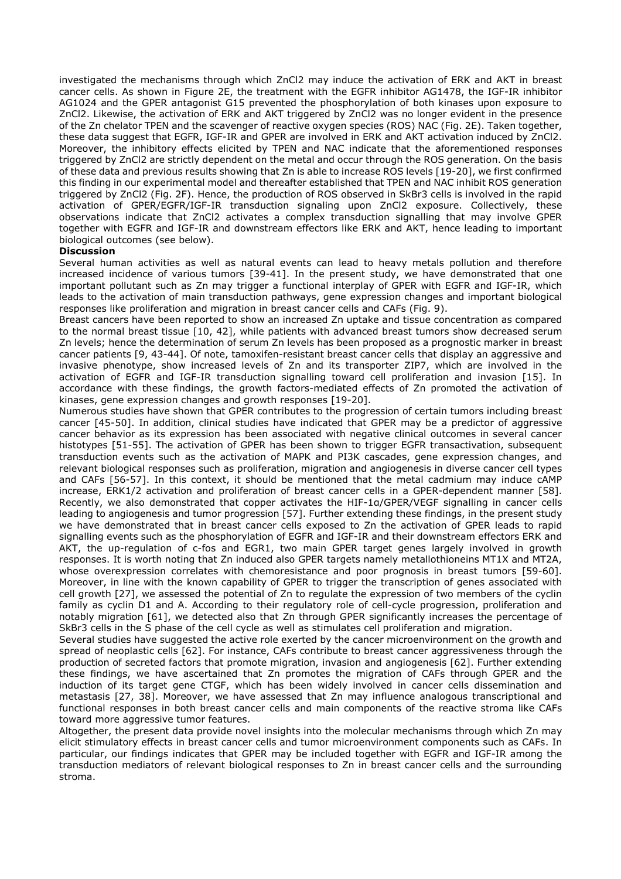investigated the mechanisms through which ZnCl2 may induce the activation of ERK and AKT in breast cancer cells. As shown in Figure 2E, the treatment with the EGFR inhibitor AG1478, the IGF-IR inhibitor AG1024 and the GPER antagonist G15 prevented the phosphorylation of both kinases upon exposure to ZnCl2. Likewise, the activation of ERK and AKT triggered by ZnCl2 was no longer evident in the presence of the Zn chelator TPEN and the scavenger of reactive oxygen species (ROS) NAC (Fig. 2E). Taken together, these data suggest that EGFR, IGF-IR and GPER are involved in ERK and AKT activation induced by ZnCl2. Moreover, the inhibitory effects elicited by TPEN and NAC indicate that the aforementioned responses triggered by ZnCl2 are strictly dependent on the metal and occur through the ROS generation. On the basis of these data and previous results showing that Zn is able to increase ROS levels [19-20], we first confirmed this finding in our experimental model and thereafter established that TPEN and NAC inhibit ROS generation triggered by ZnCl2 (Fig. 2F). Hence, the production of ROS observed in SkBr3 cells is involved in the rapid activation of GPER/EGFR/IGF-IR transduction signaling upon ZnCl2 exposure. Collectively, these observations indicate that ZnCl2 activates a complex transduction signalling that may involve GPER together with EGFR and IGF-IR and downstream effectors like ERK and AKT, hence leading to important biological outcomes (see below).

## Discussion

Several human activities as well as natural events can lead to heavy metals pollution and therefore increased incidence of various tumors [39-41]. In the present study, we have demonstrated that one important pollutant such as Zn may trigger a functional interplay of GPER with EGFR and IGF-IR, which leads to the activation of main transduction pathways, gene expression changes and important biological responses like proliferation and migration in breast cancer cells and CAFs (Fig. 9).

Breast cancers have been reported to show an increased Zn uptake and tissue concentration as compared to the normal breast tissue [10, 42], while patients with advanced breast tumors show decreased serum Zn levels; hence the determination of serum Zn levels has been proposed as a prognostic marker in breast cancer patients [9, 43-44]. Of note, tamoxifen-resistant breast cancer cells that display an aggressive and invasive phenotype, show increased levels of Zn and its transporter ZIP7, which are involved in the activation of EGFR and IGF-IR transduction signalling toward cell proliferation and invasion [15]. In accordance with these findings, the growth factors-mediated effects of Zn promoted the activation of kinases, gene expression changes and growth responses [19-20].

Numerous studies have shown that GPER contributes to the progression of certain tumors including breast cancer [45-50]. In addition, clinical studies have indicated that GPER may be a predictor of aggressive cancer behavior as its expression has been associated with negative clinical outcomes in several cancer histotypes [51-55]. The activation of GPER has been shown to trigger EGFR transactivation, subsequent transduction events such as the activation of MAPK and PI3K cascades, gene expression changes, and relevant biological responses such as proliferation, migration and angiogenesis in diverse cancer cell types and CAFs [56-57]. In this context, it should be mentioned that the metal cadmium may induce cAMP increase, ERK1/2 activation and proliferation of breast cancer cells in a GPER-dependent manner [58]. Recently, we also demonstrated that copper activates the HIF-1α/GPER/VEGF signalling in cancer cells leading to angiogenesis and tumor progression [57]. Further extending these findings, in the present study we have demonstrated that in breast cancer cells exposed to Zn the activation of GPER leads to rapid signalling events such as the phosphorylation of EGFR and IGF-IR and their downstream effectors ERK and AKT, the up-regulation of c-fos and EGR1, two main GPER target genes largely involved in growth responses. It is worth noting that Zn induced also GPER targets namely metallothioneins MT1X and MT2A, whose overexpression correlates with chemoresistance and poor prognosis in breast tumors [59-60]. Moreover, in line with the known capability of GPER to trigger the transcription of genes associated with cell growth [27], we assessed the potential of Zn to regulate the expression of two members of the cyclin family as cyclin D1 and A. According to their regulatory role of cell-cycle progression, proliferation and notably migration [61], we detected also that Zn through GPER significantly increases the percentage of SkBr3 cells in the S phase of the cell cycle as well as stimulates cell proliferation and migration.

Several studies have suggested the active role exerted by the cancer microenvironment on the growth and spread of neoplastic cells [62]. For instance, CAFs contribute to breast cancer aggressiveness through the production of secreted factors that promote migration, invasion and angiogenesis [62]. Further extending these findings, we have ascertained that Zn promotes the migration of CAFs through GPER and the induction of its target gene CTGF, which has been widely involved in cancer cells dissemination and metastasis [27, 38]. Moreover, we have assessed that Zn may influence analogous transcriptional and functional responses in both breast cancer cells and main components of the reactive stroma like CAFs toward more aggressive tumor features.

Altogether, the present data provide novel insights into the molecular mechanisms through which Zn may elicit stimulatory effects in breast cancer cells and tumor microenvironment components such as CAFs. In particular, our findings indicates that GPER may be included together with EGFR and IGF-IR among the transduction mediators of relevant biological responses to Zn in breast cancer cells and the surrounding stroma.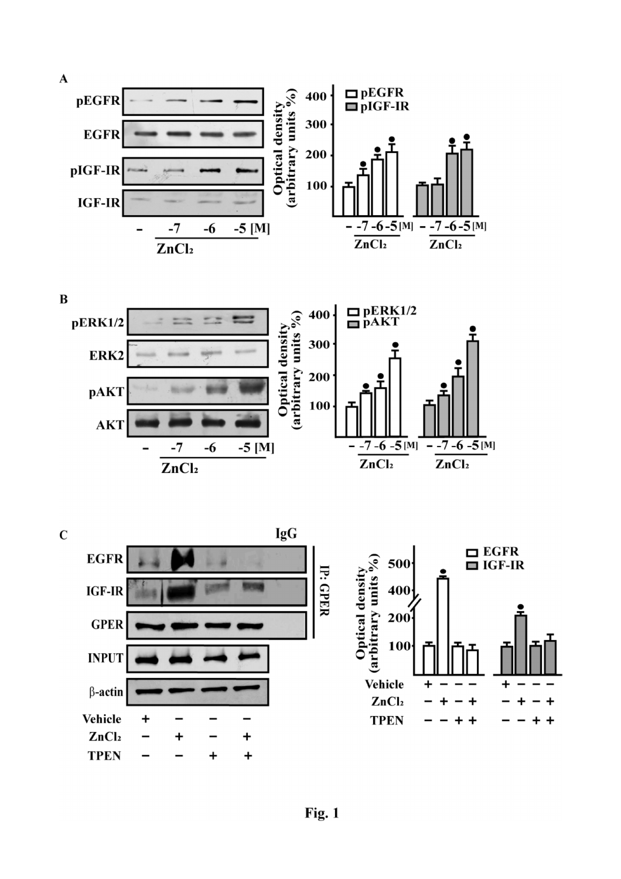Fig. 1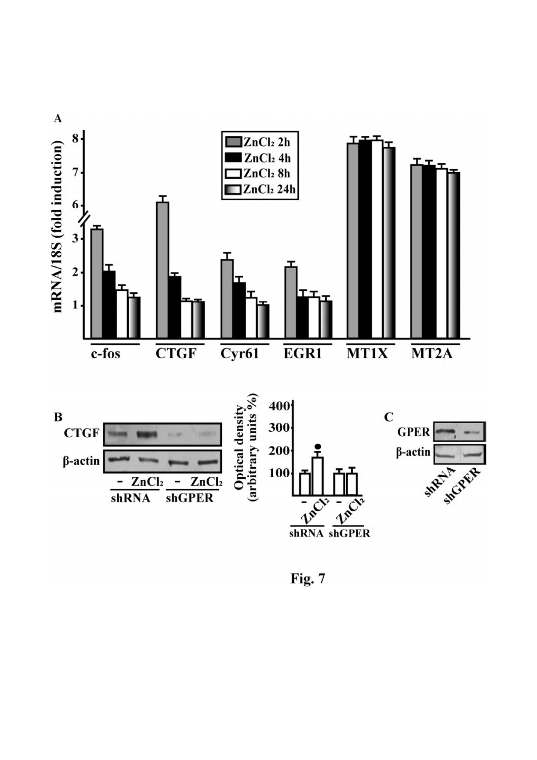A

mRNA/18S (fold induction)

8
7
6
3
2
1

ZnCl₂ 2h
ZnCl₂ 4h
ZnCl₂ 8h
ZnCl₂ 24h

c-fos
CTGF
Cyr61
EGR1
MT1X
MT2A

B

CTGF
β-actin
- ZnCl₂ - ZnCl₂
shRNA shGPER

Optical density (arbitrary units %)

400
300
200
100

- ZnCl₂ - ZnCl₂
shRNA shGPER

C

GPER
β-actin
shRNA
shGPER

Fig. 7